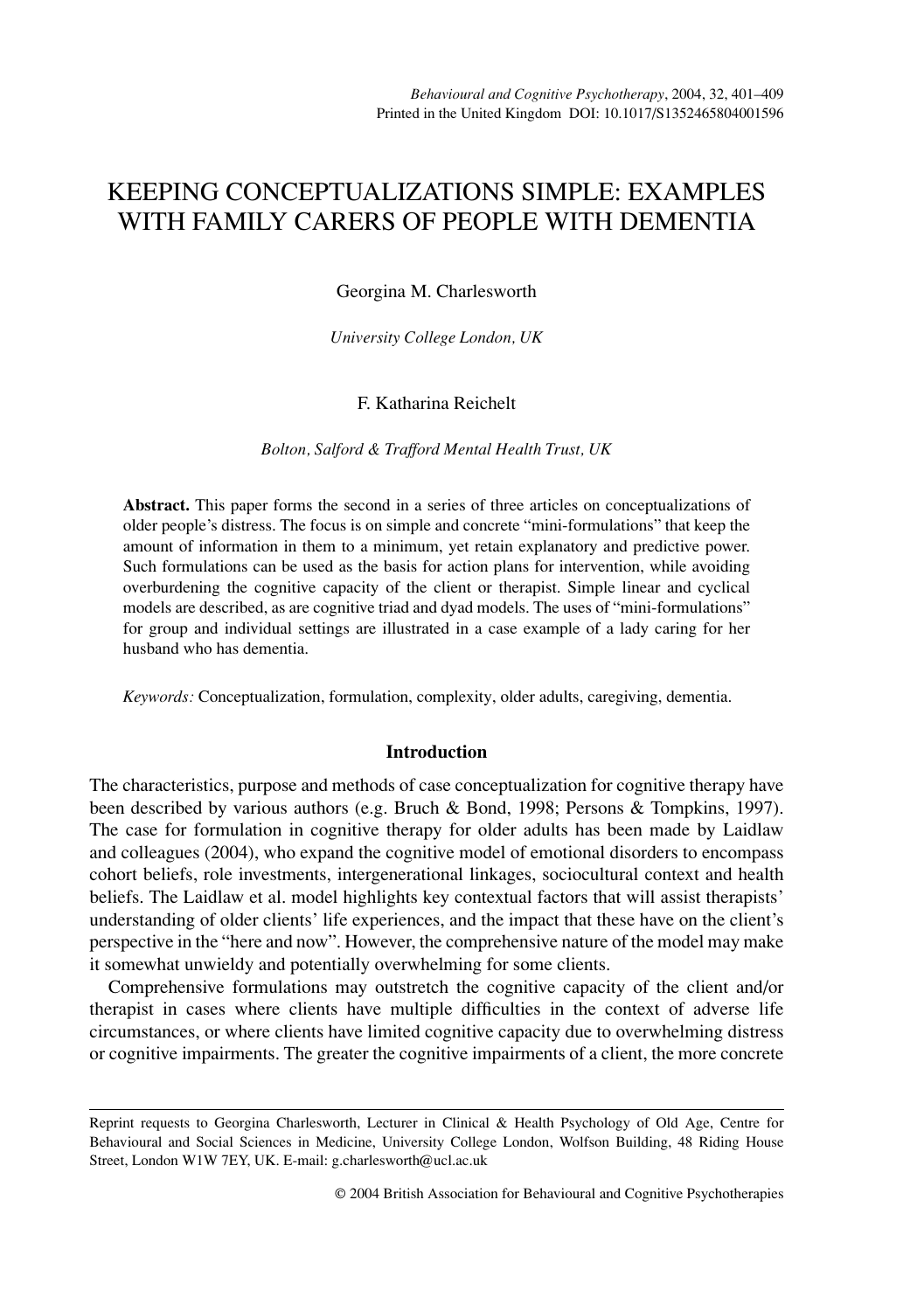# KEEPING CONCEPTUALIZATIONS SIMPLE: EXAMPLES WITH FAMILY CARERS OF PEOPLE WITH DEMENTIA

Georgina M. Charlesworth

*University College London, UK*

F. Katharina Reichelt

*Bolton, Salford & Trafford Mental Health Trust, UK*

**Abstract.** This paper forms the second in a series of three articles on conceptualizations of older people's distress. The focus is on simple and concrete "mini-formulations" that keep the amount of information in them to a minimum, yet retain explanatory and predictive power. Such formulations can be used as the basis for action plans for intervention, while avoiding overburdening the cognitive capacity of the client or therapist. Simple linear and cyclical models are described, as are cognitive triad and dyad models. The uses of "mini-formulations" for group and individual settings are illustrated in a case example of a lady caring for her husband who has dementia.

*Keywords:* Conceptualization, formulation, complexity, older adults, caregiving, dementia.

## Introduction

The characteristics, purpose and methods of case conceptualization for cognitive therapy have been described by various authors (e.g. Bruch & Bond, 1998; Persons & Tompkins, 1997). The case for formulation in cognitive therapy for older adults has been made by Laidlaw and colleagues (2004), who expand the cognitive model of emotional disorders to encompass cohort beliefs, role investments, intergenerational linkages, sociocultural context and health beliefs. The Laidlaw et al. model highlights key contextual factors that will assist therapists' understanding of older clients' life experiences, and the impact that these have on the client's perspective in the "here and now". However, the comprehensive nature of the model may make it somewhat unwieldy and potentially overwhelming for some clients.

Comprehensive formulations may outstretch the cognitive capacity of the client and/or therapist in cases where clients have multiple difficulties in the context of adverse life circumstances, or where clients have limited cognitive capacity due to overwhelming distress or cognitive impairments. The greater the cognitive impairments of a client, the more concrete

Reprint requests to Georgina Charlesworth, Lecturer in Clinical & Health Psychology of Old Age, Centre for Behavioural and Social Sciences in Medicine, University College London, Wolfson Building, 48 Riding House Street, London W1W 7EY, UK. E-mail: g.charlesworth@ucl.ac.uk

© 2004 British Association for Behavioural and Cognitive Psychotherapies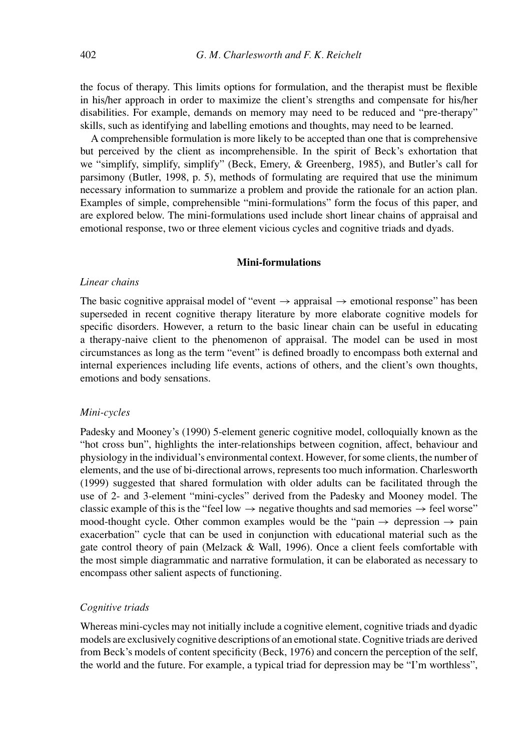the focus of therapy. This limits options for formulation, and the therapist must be flexible in his/her approach in order to maximize the client's strengths and compensate for his/her disabilities. For example, demands on memory may need to be reduced and "pre-therapy" skills, such as identifying and labelling emotions and thoughts, may need to be learned.

A comprehensible formulation is more likely to be accepted than one that is comprehensive but perceived by the client as incomprehensible. In the spirit of Beck's exhortation that we "simplify, simplify, simplify" (Beck, Emery, & Greenberg, 1985), and Butler's call for parsimony (Butler, 1998, p. 5), methods of formulating are required that use the minimum necessary information to summarize a problem and provide the rationale for an action plan. Examples of simple, comprehensible "mini-formulations" form the focus of this paper, and are explored below. The mini-formulations used include short linear chains of appraisal and emotional response, two or three element vicious cycles and cognitive triads and dyads.

## Mini-formulations

### *Linear chains*

The basic cognitive appraisal model of "event → appraisal → emotional response" has been superseded in recent cognitive therapy literature by more elaborate cognitive models for specific disorders. However, a return to the basic linear chain can be useful in educating a therapy-naive client to the phenomenon of appraisal. The model can be used in most circumstances as long as the term "event" is defined broadly to encompass both external and internal experiences including life events, actions of others, and the client's own thoughts, emotions and body sensations.

### *Mini-cycles*

Padesky and Mooney's (1990) 5-element generic cognitive model, colloquially known as the "hot cross bun", highlights the inter-relationships between cognition, affect, behaviour and physiology in the individual's environmental context. However, for some clients, the number of elements, and the use of bi-directional arrows, represents too much information. Charlesworth (1999) suggested that shared formulation with older adults can be facilitated through the use of 2- and 3-element "mini-cycles" derived from the Padesky and Mooney model. The classic example of this is the "feel low → negative thoughts and sad memories → feel worse" mood-thought cycle. Other common examples would be the "pain → depression → pain exacerbation" cycle that can be used in conjunction with educational material such as the gate control theory of pain (Melzack & Wall, 1996). Once a client feels comfortable with the most simple diagrammatic and narrative formulation, it can be elaborated as necessary to encompass other salient aspects of functioning.

### *Cognitive triads*

Whereas mini-cycles may not initially include a cognitive element, cognitive triads and dyadic models are exclusively cognitive descriptions of an emotional state. Cognitive triads are derived from Beck's models of content specificity (Beck, 1976) and concern the perception of the self, the world and the future. For example, a typical triad for depression may be "I'm worthless",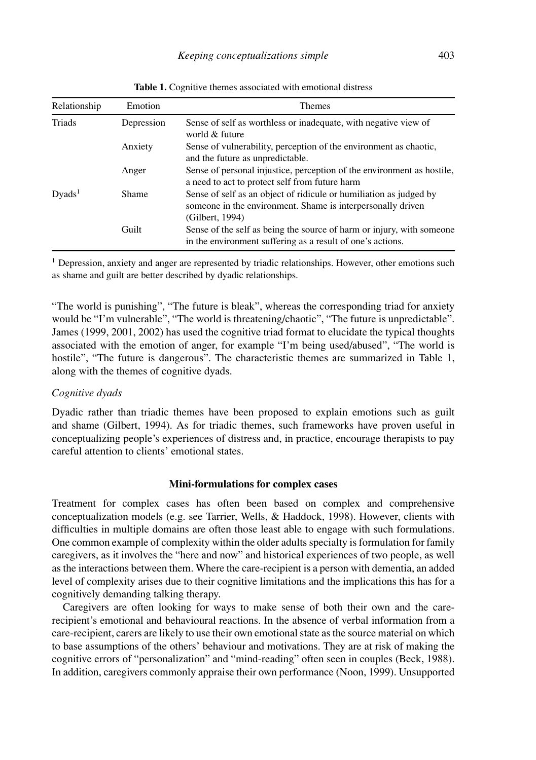**Table 1.** Cognitive themes associated with emotional distress

| Relationship | Emotion | Themes |
|---|---|---|
| Triads | Depression | Sense of self as worthless or inadequate, with negative view of world & future |
| | Anxiety | Sense of vulnerability, perception of the environment as chaotic, and the future as unpredictable. |
| | Anger | Sense of personal injustice, perception of the environment as hostile, a need to act to protect self from future harm |
| Dyads[1] | Shame | Sense of self as an object of ridicule or humiliation as judged by someone in the environment. Shame is interpersonally driven (Gilbert, 1994) |
| | Guilt | Sense of the self as being the source of harm or injury, with someone in the environment suffering as a result of one's actions. |

[1] Depression, anxiety and anger are represented by triadic relationships. However, other emotions such as shame and guilt are better described by dyadic relationships.

"The world is punishing", "The future is bleak", whereas the corresponding triad for anxiety would be "I'm vulnerable", "The world is threatening/chaotic", "The future is unpredictable". James (1999, 2001, 2002) has used the cognitive triad format to elucidate the typical thoughts associated with the emotion of anger, for example "I'm being used/abused", "The world is hostile", "The future is dangerous". The characteristic themes are summarized in Table 1, along with the themes of cognitive dyads.

### *Cognitive dyads*

Dyadic rather than triadic themes have been proposed to explain emotions such as guilt and shame (Gilbert, 1994). As for triadic themes, such frameworks have proven useful in conceptualizing people's experiences of distress and, in practice, encourage therapists to pay careful attention to clients' emotional states.

## Mini-formulations for complex cases

Treatment for complex cases has often been based on complex and comprehensive conceptualization models (e.g. see Tarrier, Wells, & Haddock, 1998). However, clients with difficulties in multiple domains are often those least able to engage with such formulations. One common example of complexity within the older adults specialty is formulation for family caregivers, as it involves the "here and now" and historical experiences of two people, as well as the interactions between them. Where the care-recipient is a person with dementia, an added level of complexity arises due to their cognitive limitations and the implications this has for a cognitively demanding talking therapy.

Caregivers are often looking for ways to make sense of both their own and the care-recipient's emotional and behavioural reactions. In the absence of verbal information from a care-recipient, carers are likely to use their own emotional state as the source material on which to base assumptions of the others' behaviour and motivations. They are at risk of making the cognitive errors of "personalization" and "mind-reading" often seen in couples (Beck, 1988). In addition, caregivers commonly appraise their own performance (Noon, 1999). Unsupported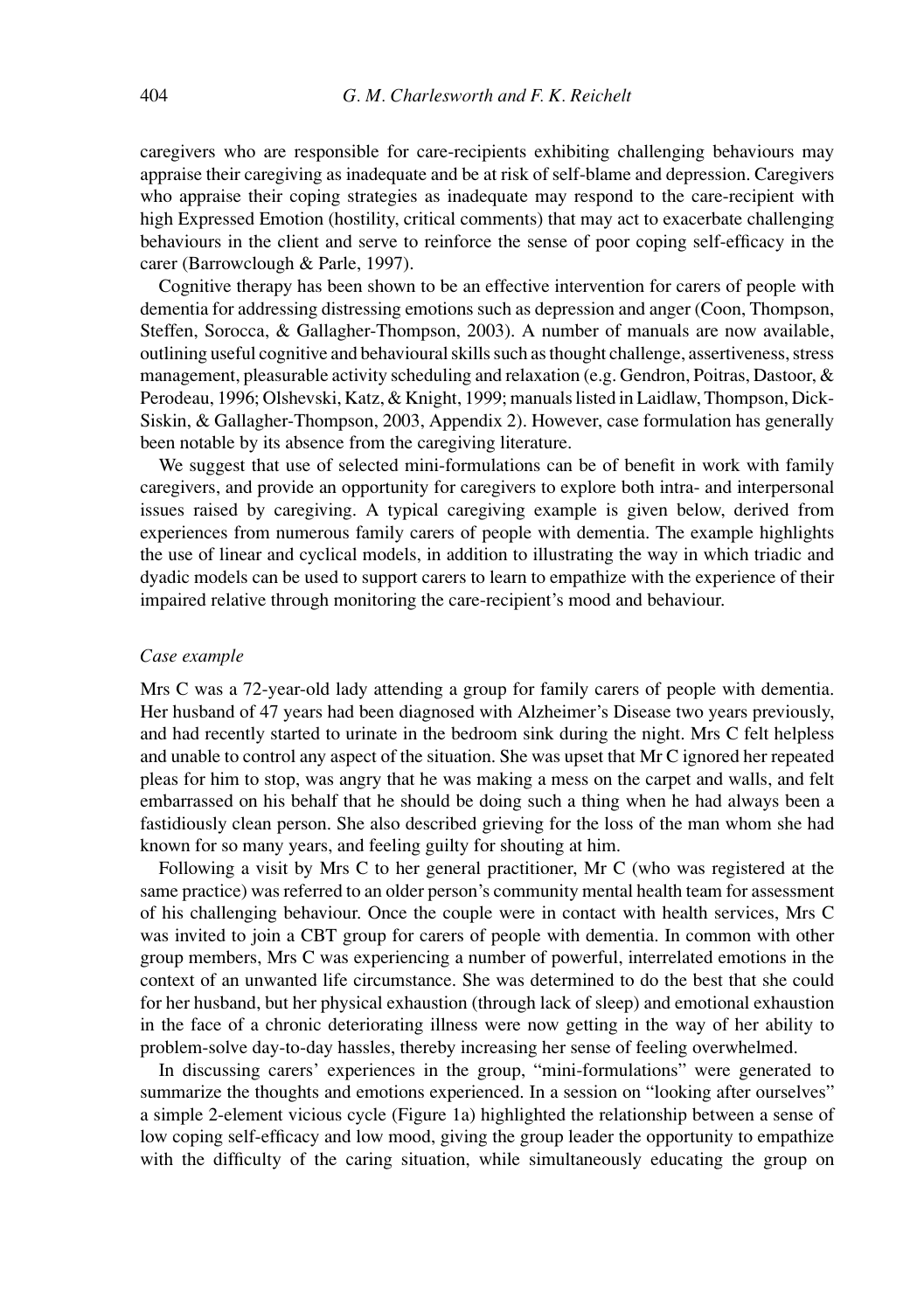caregivers who are responsible for care-recipients exhibiting challenging behaviours may appraise their caregiving as inadequate and be at risk of self-blame and depression. Caregivers who appraise their coping strategies as inadequate may respond to the care-recipient with high Expressed Emotion (hostility, critical comments) that may act to exacerbate challenging behaviours in the client and serve to reinforce the sense of poor coping self-efficacy in the carer (Barrowclough & Parle, 1997).

Cognitive therapy has been shown to be an effective intervention for carers of people with dementia for addressing distressing emotions such as depression and anger (Coon, Thompson, Steffen, Sorocca, & Gallagher-Thompson, 2003). A number of manuals are now available, outlining useful cognitive and behavioural skills such as thought challenge, assertiveness, stress management, pleasurable activity scheduling and relaxation (e.g. Gendron, Poitras, Dastoor, & Perodeau, 1996; Olshevski, Katz, & Knight, 1999; manuals listed in Laidlaw, Thompson, Dick-Siskin, & Gallagher-Thompson, 2003, Appendix 2). However, case formulation has generally been notable by its absence from the caregiving literature.

We suggest that use of selected mini-formulations can be of benefit in work with family caregivers, and provide an opportunity for caregivers to explore both intra- and interpersonal issues raised by caregiving. A typical caregiving example is given below, derived from experiences from numerous family carers of people with dementia. The example highlights the use of linear and cyclical models, in addition to illustrating the way in which triadic and dyadic models can be used to support carers to learn to empathize with the experience of their impaired relative through monitoring the care-recipient's mood and behaviour.

*Case example*

Mrs C was a 72-year-old lady attending a group for family carers of people with dementia. Her husband of 47 years had been diagnosed with Alzheimer's Disease two years previously, and had recently started to urinate in the bedroom sink during the night. Mrs C felt helpless and unable to control any aspect of the situation. She was upset that Mr C ignored her repeated pleas for him to stop, was angry that he was making a mess on the carpet and walls, and felt embarrassed on his behalf that he should be doing such a thing when he had always been a fastidiously clean person. She also described grieving for the loss of the man whom she had known for so many years, and feeling guilty for shouting at him.

Following a visit by Mrs C to her general practitioner, Mr C (who was registered at the same practice) was referred to an older person's community mental health team for assessment of his challenging behaviour. Once the couple were in contact with health services, Mrs C was invited to join a CBT group for carers of people with dementia. In common with other group members, Mrs C was experiencing a number of powerful, interrelated emotions in the context of an unwanted life circumstance. She was determined to do the best that she could for her husband, but her physical exhaustion (through lack of sleep) and emotional exhaustion in the face of a chronic deteriorating illness were now getting in the way of her ability to problem-solve day-to-day hassles, thereby increasing her sense of feeling overwhelmed.

In discussing carers' experiences in the group, "mini-formulations" were generated to summarize the thoughts and emotions experienced. In a session on "looking after ourselves" a simple 2-element vicious cycle (Figure 1a) highlighted the relationship between a sense of low coping self-efficacy and low mood, giving the group leader the opportunity to empathize with the difficulty of the caring situation, while simultaneously educating the group on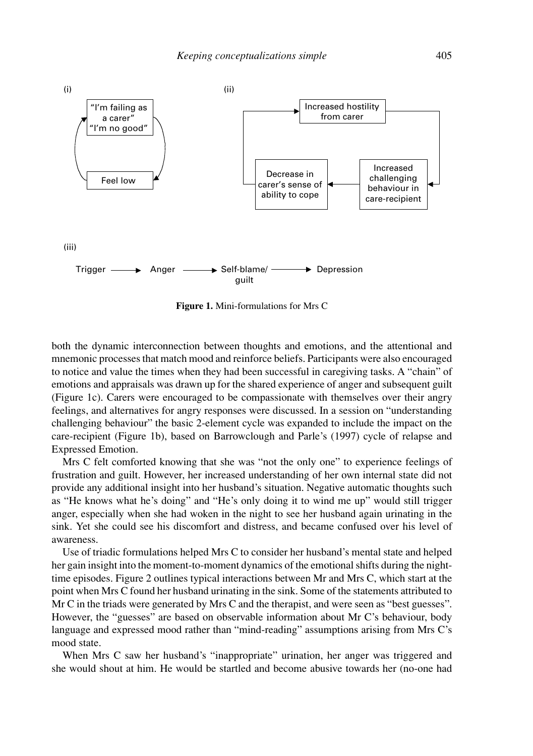(i)

"I'm failing as a carer"
"I'm no good"

Feel low

(ii)

Increased hostility from carer

Increased challenging behaviour in care-recipient

Decrease in carer's sense of ability to cope

(iii)

Trigger → Anger → Self-blame/guilt → Depression

**Figure 1.** Mini-formulations for Mrs C

both the dynamic interconnection between thoughts and emotions, and the attentional and mnemonic processes that match mood and reinforce beliefs. Participants were also encouraged to notice and value the times when they had been successful in caregiving tasks. A "chain" of emotions and appraisals was drawn up for the shared experience of anger and subsequent guilt (Figure 1c). Carers were encouraged to be compassionate with themselves over their angry feelings, and alternatives for angry responses were discussed. In a session on "understanding challenging behaviour" the basic 2-element cycle was expanded to include the impact on the care-recipient (Figure 1b), based on Barrowclough and Parle's (1997) cycle of relapse and Expressed Emotion.

Mrs C felt comforted knowing that she was "not the only one" to experience feelings of frustration and guilt. However, her increased understanding of her own internal state did not provide any additional insight into her husband's situation. Negative automatic thoughts such as "He knows what he's doing" and "He's only doing it to wind me up" would still trigger anger, especially when she had woken in the night to see her husband again urinating in the sink. Yet she could see his discomfort and distress, and became confused over his level of awareness.

Use of triadic formulations helped Mrs C to consider her husband's mental state and helped her gain insight into the moment-to-moment dynamics of the emotional shifts during the night-time episodes. Figure 2 outlines typical interactions between Mr and Mrs C, which start at the point when Mrs C found her husband urinating in the sink. Some of the statements attributed to Mr C in the triads were generated by Mrs C and the therapist, and were seen as "best guesses". However, the "guesses" are based on observable information about Mr C's behaviour, body language and expressed mood rather than "mind-reading" assumptions arising from Mrs C's mood state.

When Mrs C saw her husband's "inappropriate" urination, her anger was triggered and she would shout at him. He would be startled and become abusive towards her (no-one had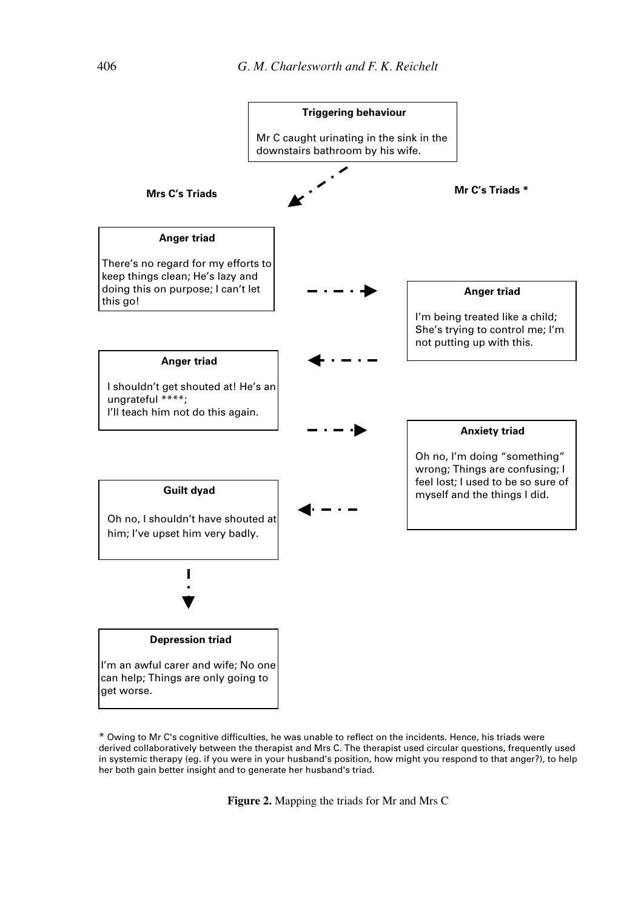**Triggering behaviour**

Mr C caught urinating in the sink in the downstairs bathroom by his wife.

**Mrs C's Triads**

**Mr C's Triads ***

**Anger triad** (Mrs C)

There's no regard for my efforts to keep things clean; He's lazy and doing this on purpose; I can't let this go!

**Anger triad** (Mr C)

I'm being treated like a child; She's trying to control me; I'm not putting up with this.

**Anger triad** (Mrs C)

I shouldn't get shouted at! He's an ungrateful ****; I'll teach him not do this again.

**Anxiety triad** (Mr C)

Oh no, I'm doing "something" wrong; Things are confusing; I feel lost; I used to be so sure of myself and the things I did.

**Guilt dyad** (Mrs C)

Oh no, I shouldn't have shouted at him; I've upset him very badly.

**Depression triad** (Mrs C)

I'm an awful carer and wife; No one can help; Things are only going to get worse.

* Owing to Mr C's cognitive difficulties, he was unable to reflect on the incidents. Hence, his triads were derived collaboratively between the therapist and Mrs C. The therapist used circular questions, frequently used in systemic therapy (eg. if you were in your husband's position, how might you respond to that anger?), to help her both gain better insight and to generate her husband's triad.

**Figure 2.** Mapping the triads for Mr and Mrs C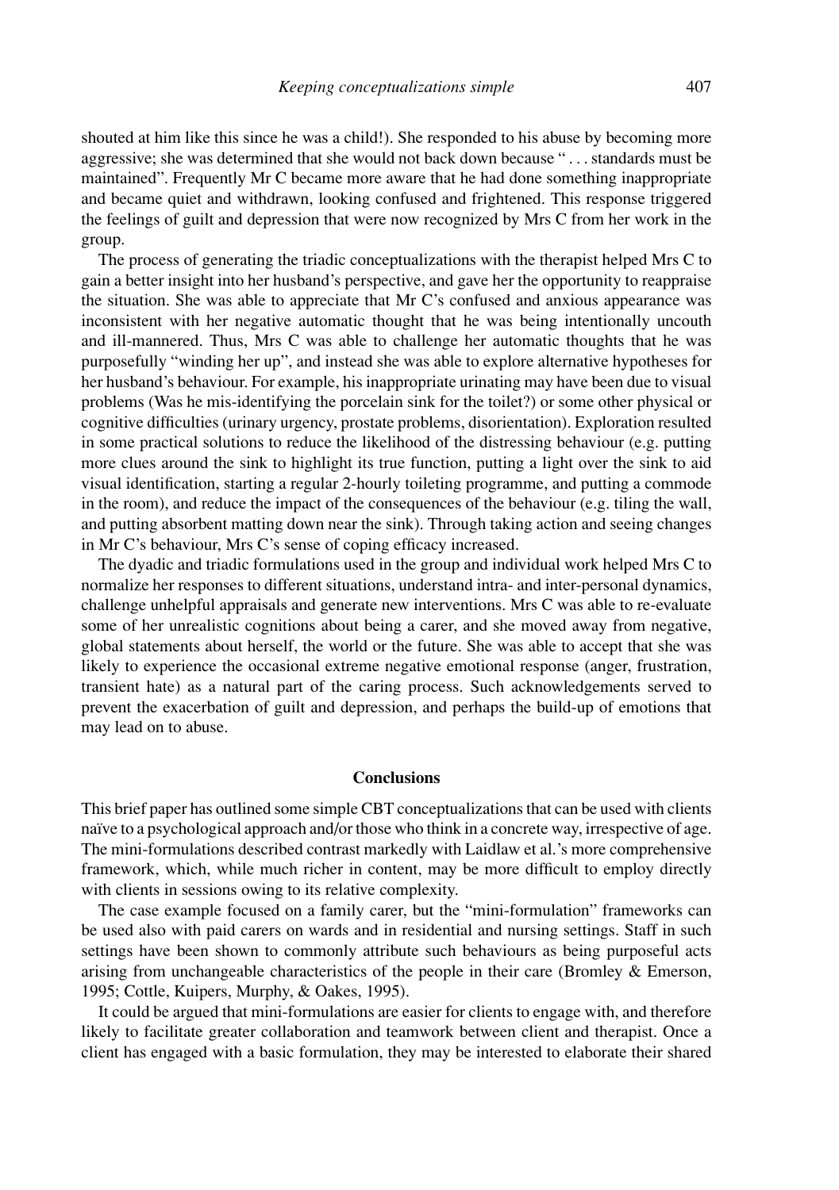shouted at him like this since he was a child!). She responded to his abuse by becoming more aggressive; she was determined that she would not back down because " . . . standards must be maintained". Frequently Mr C became more aware that he had done something inappropriate and became quiet and withdrawn, looking confused and frightened. This response triggered the feelings of guilt and depression that were now recognized by Mrs C from her work in the group.

The process of generating the triadic conceptualizations with the therapist helped Mrs C to gain a better insight into her husband's perspective, and gave her the opportunity to reappraise the situation. She was able to appreciate that Mr C's confused and anxious appearance was inconsistent with her negative automatic thought that he was being intentionally uncouth and ill-mannered. Thus, Mrs C was able to challenge her automatic thoughts that he was purposefully "winding her up", and instead she was able to explore alternative hypotheses for her husband's behaviour. For example, his inappropriate urinating may have been due to visual problems (Was he mis-identifying the porcelain sink for the toilet?) or some other physical or cognitive difficulties (urinary urgency, prostate problems, disorientation). Exploration resulted in some practical solutions to reduce the likelihood of the distressing behaviour (e.g. putting more clues around the sink to highlight its true function, putting a light over the sink to aid visual identification, starting a regular 2-hourly toileting programme, and putting a commode in the room), and reduce the impact of the consequences of the behaviour (e.g. tiling the wall, and putting absorbent matting down near the sink). Through taking action and seeing changes in Mr C's behaviour, Mrs C's sense of coping efficacy increased.

The dyadic and triadic formulations used in the group and individual work helped Mrs C to normalize her responses to different situations, understand intra- and inter-personal dynamics, challenge unhelpful appraisals and generate new interventions. Mrs C was able to re-evaluate some of her unrealistic cognitions about being a carer, and she moved away from negative, global statements about herself, the world or the future. She was able to accept that she was likely to experience the occasional extreme negative emotional response (anger, frustration, transient hate) as a natural part of the caring process. Such acknowledgements served to prevent the exacerbation of guilt and depression, and perhaps the build-up of emotions that may lead on to abuse.

## Conclusions

This brief paper has outlined some simple CBT conceptualizations that can be used with clients naïve to a psychological approach and/or those who think in a concrete way, irrespective of age. The mini-formulations described contrast markedly with Laidlaw et al.'s more comprehensive framework, which, while much richer in content, may be more difficult to employ directly with clients in sessions owing to its relative complexity.

The case example focused on a family carer, but the "mini-formulation" frameworks can be used also with paid carers on wards and in residential and nursing settings. Staff in such settings have been shown to commonly attribute such behaviours as being purposeful acts arising from unchangeable characteristics of the people in their care (Bromley & Emerson, 1995; Cottle, Kuipers, Murphy, & Oakes, 1995).

It could be argued that mini-formulations are easier for clients to engage with, and therefore likely to facilitate greater collaboration and teamwork between client and therapist. Once a client has engaged with a basic formulation, they may be interested to elaborate their shared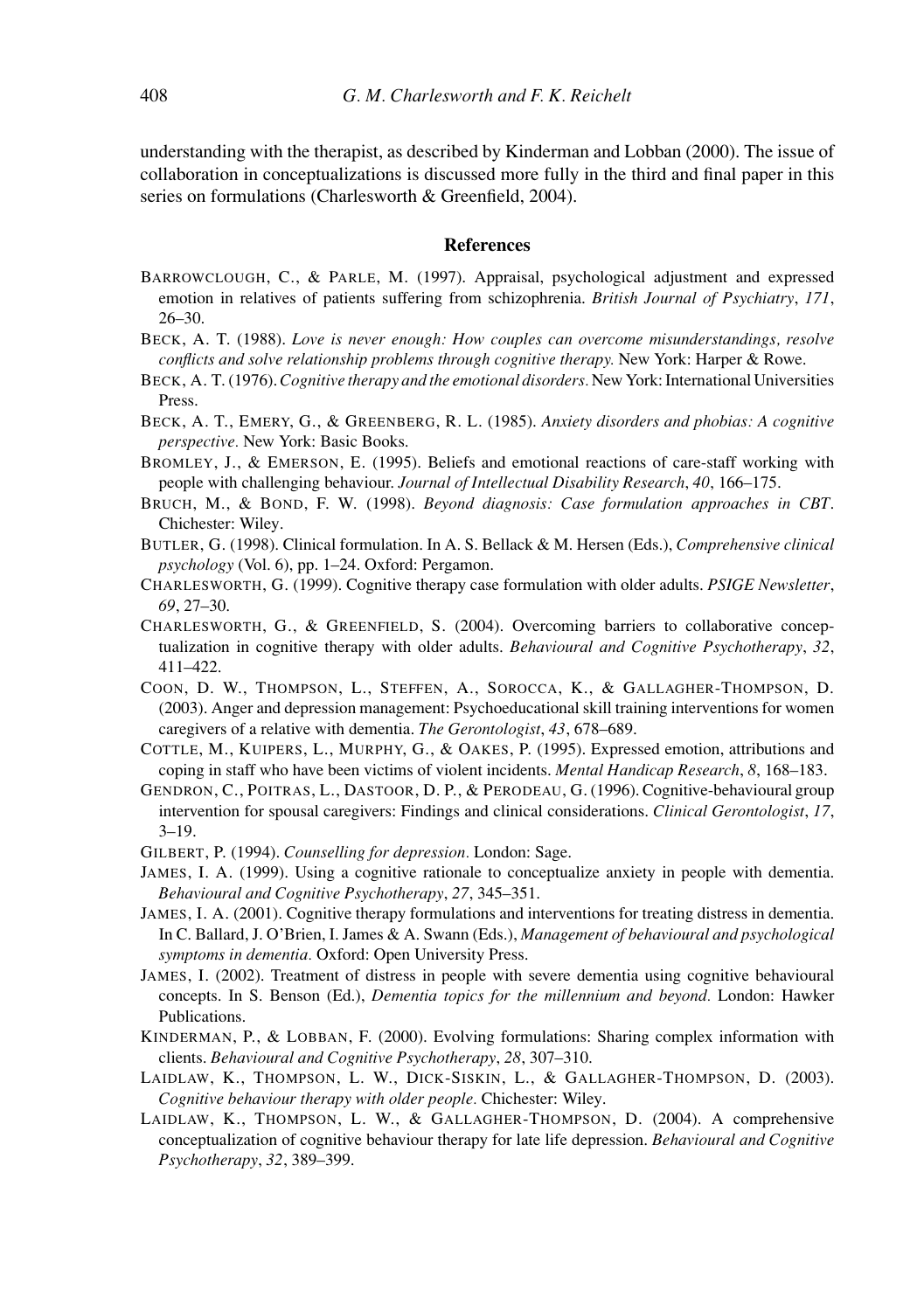understanding with the therapist, as described by Kinderman and Lobban (2000). The issue of collaboration in conceptualizations is discussed more fully in the third and final paper in this series on formulations (Charlesworth & Greenfield, 2004).

## References

BARROWCLOUGH, C., & PARLE, M. (1997). Appraisal, psychological adjustment and expressed emotion in relatives of patients suffering from schizophrenia. *British Journal of Psychiatry*, *171*, 26–30.

BECK, A. T. (1988). *Love is never enough: How couples can overcome misunderstandings, resolve conflicts and solve relationship problems through cognitive therapy.* New York: Harper & Rowe.

BECK, A. T. (1976). *Cognitive therapy and the emotional disorders.* New York: International Universities Press.

BECK, A. T., EMERY, G., & GREENBERG, R. L. (1985). *Anxiety disorders and phobias: A cognitive perspective.* New York: Basic Books.

BROMLEY, J., & EMERSON, E. (1995). Beliefs and emotional reactions of care-staff working with people with challenging behaviour. *Journal of Intellectual Disability Research*, *40*, 166–175.

BRUCH, M., & BOND, F. W. (1998). *Beyond diagnosis: Case formulation approaches in CBT*. Chichester: Wiley.

BUTLER, G. (1998). Clinical formulation. In A. S. Bellack & M. Hersen (Eds.), *Comprehensive clinical psychology* (Vol. 6), pp. 1–24. Oxford: Pergamon.

CHARLESWORTH, G. (1999). Cognitive therapy case formulation with older adults. *PSIGE Newsletter*, *69*, 27–30.

CHARLESWORTH, G., & GREENFIELD, S. (2004). Overcoming barriers to collaborative conceptualization in cognitive therapy with older adults. *Behavioural and Cognitive Psychotherapy*, *32*, 411–422.

COON, D. W., THOMPSON, L., STEFFEN, A., SOROCCA, K., & GALLAGHER-THOMPSON, D. (2003). Anger and depression management: Psychoeducational skill training interventions for women caregivers of a relative with dementia. *The Gerontologist*, *43*, 678–689.

COTTLE, M., KUIPERS, L., MURPHY, G., & OAKES, P. (1995). Expressed emotion, attributions and coping in staff who have been victims of violent incidents. *Mental Handicap Research*, *8*, 168–183.

GENDRON, C., POITRAS, L., DASTOOR, D. P., & PERODEAU, G. (1996). Cognitive-behavioural group intervention for spousal caregivers: Findings and clinical considerations. *Clinical Gerontologist*, *17*, 3–19.

GILBERT, P. (1994). *Counselling for depression.* London: Sage.

JAMES, I. A. (1999). Using a cognitive rationale to conceptualize anxiety in people with dementia. *Behavioural and Cognitive Psychotherapy*, *27*, 345–351.

JAMES, I. A. (2001). Cognitive therapy formulations and interventions for treating distress in dementia. In C. Ballard, J. O'Brien, I. James & A. Swann (Eds.), *Management of behavioural and psychological symptoms in dementia.* Oxford: Open University Press.

JAMES, I. (2002). Treatment of distress in people with severe dementia using cognitive behavioural concepts. In S. Benson (Ed.), *Dementia topics for the millennium and beyond.* London: Hawker Publications.

KINDERMAN, P., & LOBBAN, F. (2000). Evolving formulations: Sharing complex information with clients. *Behavioural and Cognitive Psychotherapy*, *28*, 307–310.

LAIDLAW, K., THOMPSON, L. W., DICK-SISKIN, L., & GALLAGHER-THOMPSON, D. (2003). *Cognitive behaviour therapy with older people.* Chichester: Wiley.

LAIDLAW, K., THOMPSON, L. W., & GALLAGHER-THOMPSON, D. (2004). A comprehensive conceptualization of cognitive behaviour therapy for late life depression. *Behavioural and Cognitive Psychotherapy*, *32*, 389–399.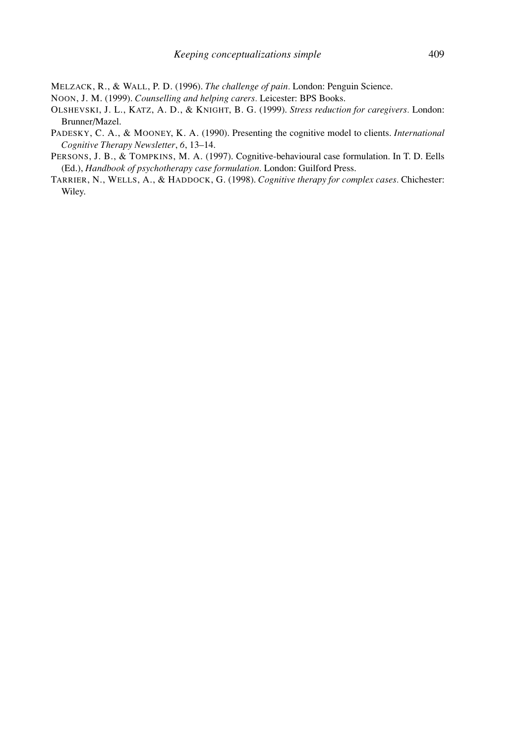Melzack, R., & Wall, P. D. (1996). *The challenge of pain.* London: Penguin Science.

Noon, J. M. (1999). *Counselling and helping carers.* Leicester: BPS Books.

Olshevski, J. L., Katz, A. D., & Knight, B. G. (1999). *Stress reduction for caregivers.* London: Brunner/Mazel.

Padesky, C. A., & Mooney, K. A. (1990). Presenting the cognitive model to clients. *International Cognitive Therapy Newsletter*, *6*, 13–14.

Persons, J. B., & Tompkins, M. A. (1997). Cognitive-behavioural case formulation. In T. D. Eells (Ed.), *Handbook of psychotherapy case formulation.* London: Guilford Press.

Tarrier, N., Wells, A., & Haddock, G. (1998). *Cognitive therapy for complex cases.* Chichester: Wiley.